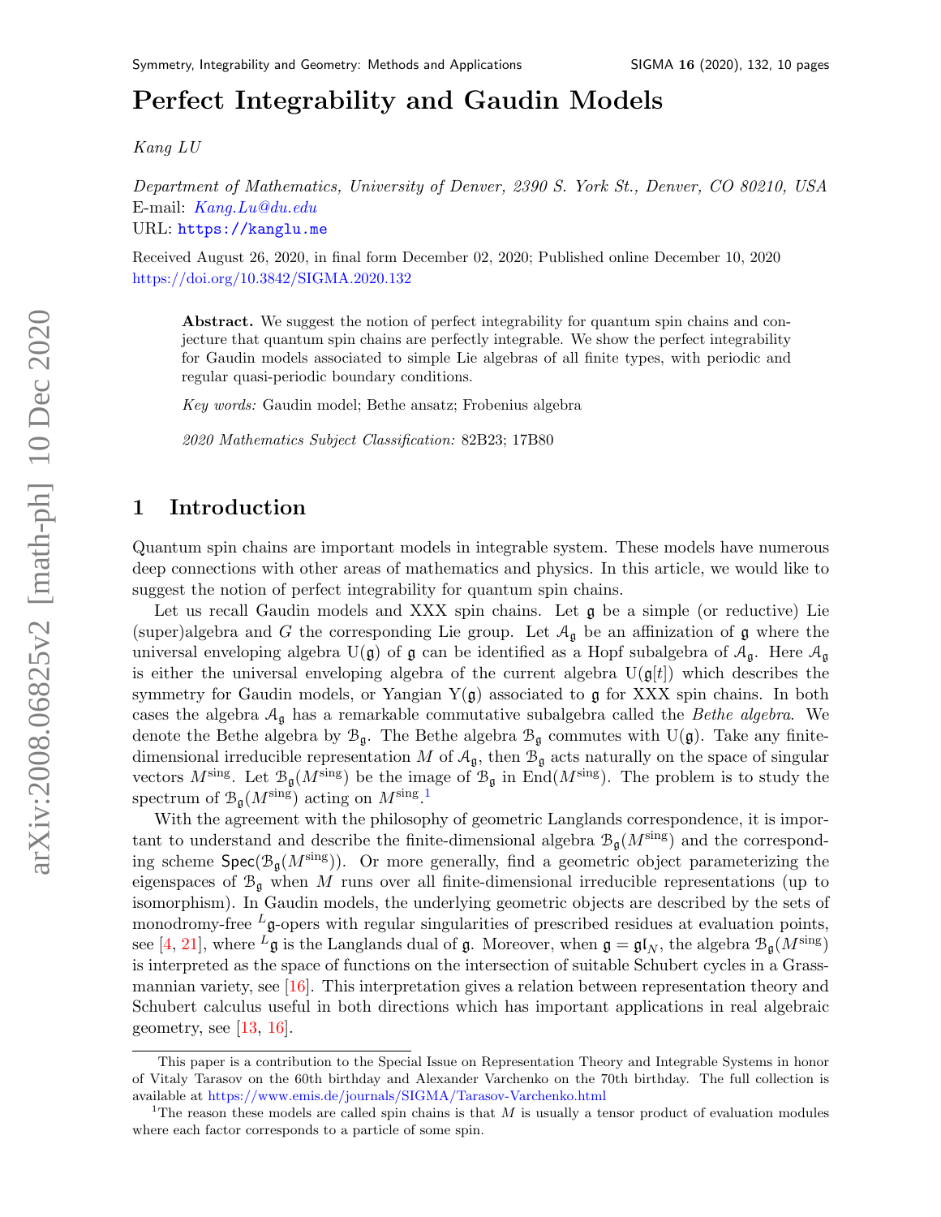# Perfect Integrability and Gaudin Models

*Kang LU*

*Department of Mathematics, University of Denver, 2390 S. York St., Denver, CO 80210, USA*
E-mail: *Kang.Lu@du.edu*
URL: https://kanglu.me

Received August 26, 2020, in final form December 02, 2020; Published online December 10, 2020
https://doi.org/10.3842/SIGMA.2020.132

**Abstract.** We suggest the notion of perfect integrability for quantum spin chains and conjecture that quantum spin chains are perfectly integrable. We show the perfect integrability for Gaudin models associated to simple Lie algebras of all finite types, with periodic and regular quasi-periodic boundary conditions.

*Key words:* Gaudin model; Bethe ansatz; Frobenius algebra

*2020 Mathematics Subject Classification:* 82B23; 17B80

## 1 Introduction

Quantum spin chains are important models in integrable system. These models have numerous deep connections with other areas of mathematics and physics. In this article, we would like to suggest the notion of perfect integrability for quantum spin chains.

Let us recall Gaudin models and XXX spin chains. Let $\mathfrak{g}$ be a simple (or reductive) Lie (super)algebra and $G$ the corresponding Lie group. Let $\mathcal{A}_\mathfrak{g}$ be an affinization of $\mathfrak{g}$ where the universal enveloping algebra $\mathrm{U}(\mathfrak{g})$ of $\mathfrak{g}$ can be identified as a Hopf subalgebra of $\mathcal{A}_\mathfrak{g}$. Here $\mathcal{A}_\mathfrak{g}$ is either the universal enveloping algebra of the current algebra $\mathrm{U}(\mathfrak{g}[t])$ which describes the symmetry for Gaudin models, or Yangian $\mathrm{Y}(\mathfrak{g})$ associated to $\mathfrak{g}$ for XXX spin chains. In both cases the algebra $\mathcal{A}_\mathfrak{g}$ has a remarkable commutative subalgebra called the *Bethe algebra*. We denote the Bethe algebra by $\mathcal{B}_\mathfrak{g}$. The Bethe algebra $\mathcal{B}_\mathfrak{g}$ commutes with $\mathrm{U}(\mathfrak{g})$. Take any finite-dimensional irreducible representation $M$ of $\mathcal{A}_\mathfrak{g}$, then $\mathcal{B}_\mathfrak{g}$ acts naturally on the space of singular vectors $M^{\mathrm{sing}}$. Let $\mathcal{B}_\mathfrak{g}(M^{\mathrm{sing}})$ be the image of $\mathcal{B}_\mathfrak{g}$ in $\mathrm{End}(M^{\mathrm{sing}})$. The problem is to study the spectrum of $\mathcal{B}_\mathfrak{g}(M^{\mathrm{sing}})$ acting on $M^{\mathrm{sing}}$.[1]

With the agreement with the philosophy of geometric Langlands correspondence, it is important to understand and describe the finite-dimensional algebra $\mathcal{B}_\mathfrak{g}(M^{\mathrm{sing}})$ and the corresponding scheme $\mathsf{Spec}(\mathcal{B}_\mathfrak{g}(M^{\mathrm{sing}}))$. Or more generally, find a geometric object parameterizing the eigenspaces of $\mathcal{B}_\mathfrak{g}$ when $M$ runs over all finite-dimensional irreducible representations (up to isomorphism). In Gaudin models, the underlying geometric objects are described by the sets of monodromy-free ${}^L\mathfrak{g}$-opers with regular singularities of prescribed residues at evaluation points, see [4, 21], where ${}^L\mathfrak{g}$ is the Langlands dual of $\mathfrak{g}$. Moreover, when $\mathfrak{g} = \mathfrak{gl}_N$, the algebra $\mathcal{B}_\mathfrak{g}(M^{\mathrm{sing}})$ is interpreted as the space of functions on the intersection of suitable Schubert cycles in a Grassmannian variety, see [16]. This interpretation gives a relation between representation theory and Schubert calculus useful in both directions which has important applications in real algebraic geometry, see [13, 16].

This paper is a contribution to the Special Issue on Representation Theory and Integrable Systems in honor of Vitaly Tarasov on the 60th birthday and Alexander Varchenko on the 70th birthday. The full collection is available at https://www.emis.de/journals/SIGMA/Tarasov-Varchenko.html

[1] The reason these models are called spin chains is that $M$ is usually a tensor product of evaluation modules where each factor corresponds to a particle of some spin.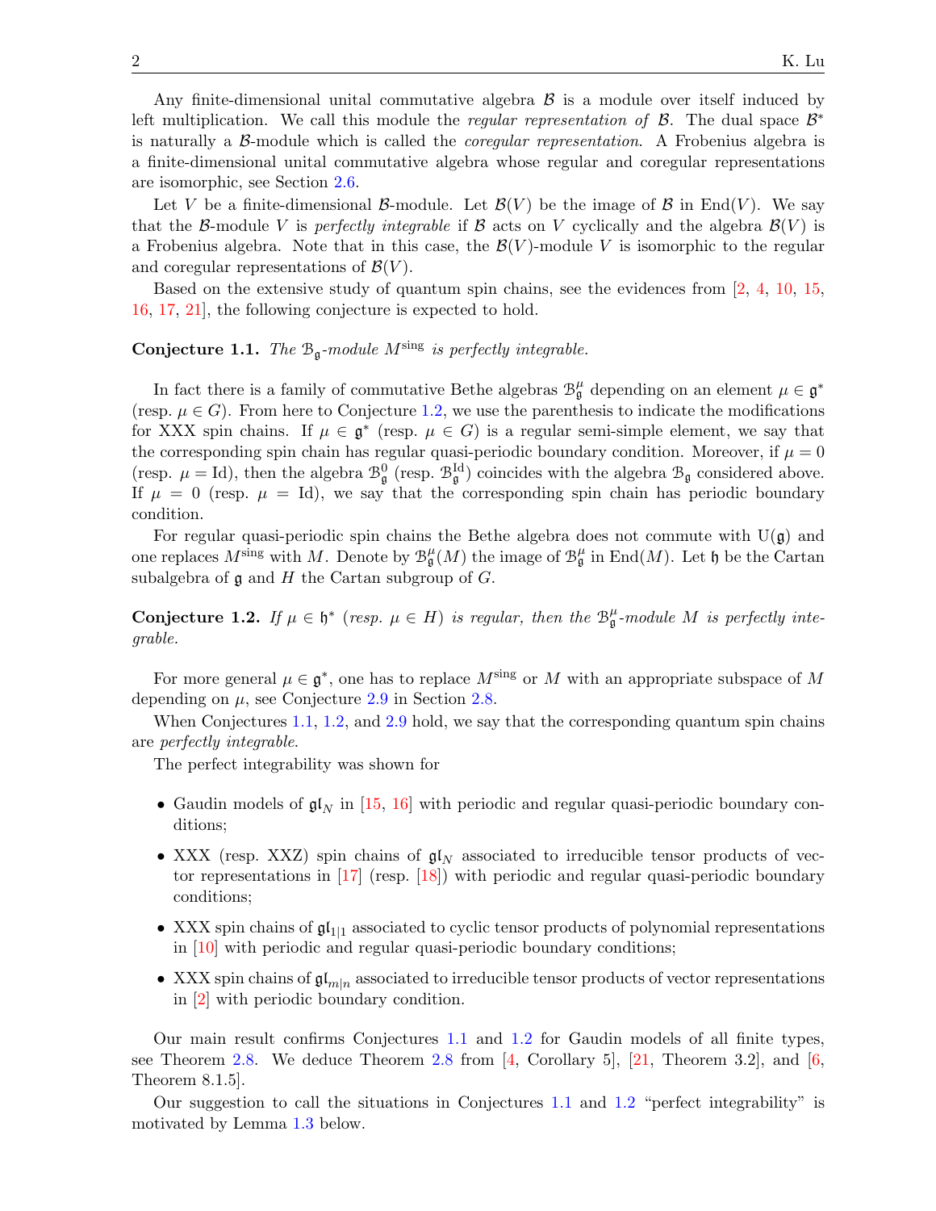Any finite-dimensional unital commutative algebra $\mathcal{B}$ is a module over itself induced by left multiplication. We call this module the *regular representation of* $\mathcal{B}$. The dual space $\mathcal{B}^*$ is naturally a $\mathcal{B}$-module which is called the *coregular representation*. A Frobenius algebra is a finite-dimensional unital commutative algebra whose regular and coregular representations are isomorphic, see Section 2.6.

Let $V$ be a finite-dimensional $\mathcal{B}$-module. Let $\mathcal{B}(V)$ be the image of $\mathcal{B}$ in $\mathrm{End}(V)$. We say that the $\mathcal{B}$-module $V$ is *perfectly integrable* if $\mathcal{B}$ acts on $V$ cyclically and the algebra $\mathcal{B}(V)$ is a Frobenius algebra. Note that in this case, the $\mathcal{B}(V)$-module $V$ is isomorphic to the regular and coregular representations of $\mathcal{B}(V)$.

Based on the extensive study of quantum spin chains, see the evidences from [2, 4, 10, 15, 16, 17, 21], the following conjecture is expected to hold.

**Conjecture 1.1.** *The $\mathcal{B}_{\mathfrak{g}}$-module $M^{\mathrm{sing}}$ is perfectly integrable.*

In fact there is a family of commutative Bethe algebras $\mathcal{B}_{\mathfrak{g}}^{\mu}$ depending on an element $\mu \in \mathfrak{g}^*$ (resp. $\mu \in G$). From here to Conjecture 1.2, we use the parenthesis to indicate the modifications for XXX spin chains. If $\mu \in \mathfrak{g}^*$ (resp. $\mu \in G$) is a regular semi-simple element, we say that the corresponding spin chain has regular quasi-periodic boundary condition. Moreover, if $\mu = 0$ (resp. $\mu = \mathrm{Id}$), then the algebra $\mathcal{B}_{\mathfrak{g}}^{0}$ (resp. $\mathcal{B}_{\mathfrak{g}}^{\mathrm{Id}}$) coincides with the algebra $\mathcal{B}_{\mathfrak{g}}$ considered above. If $\mu = 0$ (resp. $\mu = \mathrm{Id}$), we say that the corresponding spin chain has periodic boundary condition.

For regular quasi-periodic spin chains the Bethe algebra does not commute with $\mathrm{U}(\mathfrak{g})$ and one replaces $M^{\mathrm{sing}}$ with $M$. Denote by $\mathcal{B}_{\mathfrak{g}}^{\mu}(M)$ the image of $\mathcal{B}_{\mathfrak{g}}^{\mu}$ in $\mathrm{End}(M)$. Let $\mathfrak{h}$ be the Cartan subalgebra of $\mathfrak{g}$ and $H$ the Cartan subgroup of $G$.

**Conjecture 1.2.** *If $\mu \in \mathfrak{h}^*$ (resp. $\mu \in H$) is regular, then the $\mathcal{B}_{\mathfrak{g}}^{\mu}$-module $M$ is perfectly integrable.*

For more general $\mu \in \mathfrak{g}^*$, one has to replace $M^{\mathrm{sing}}$ or $M$ with an appropriate subspace of $M$ depending on $\mu$, see Conjecture 2.9 in Section 2.8.

When Conjectures 1.1, 1.2, and 2.9 hold, we say that the corresponding quantum spin chains are *perfectly integrable*.

The perfect integrability was shown for

- Gaudin models of $\mathfrak{gl}_N$ in [15, 16] with periodic and regular quasi-periodic boundary conditions;
- XXX (resp. XXZ) spin chains of $\mathfrak{gl}_N$ associated to irreducible tensor products of vector representations in [17] (resp. [18]) with periodic and regular quasi-periodic boundary conditions;
- XXX spin chains of $\mathfrak{gl}_{1|1}$ associated to cyclic tensor products of polynomial representations in [10] with periodic and regular quasi-periodic boundary conditions;
- XXX spin chains of $\mathfrak{gl}_{m|n}$ associated to irreducible tensor products of vector representations in [2] with periodic boundary condition.

Our main result confirms Conjectures 1.1 and 1.2 for Gaudin models of all finite types, see Theorem 2.8. We deduce Theorem 2.8 from [4, Corollary 5], [21, Theorem 3.2], and [6, Theorem 8.1.5].

Our suggestion to call the situations in Conjectures 1.1 and 1.2 "perfect integrability" is motivated by Lemma 1.3 below.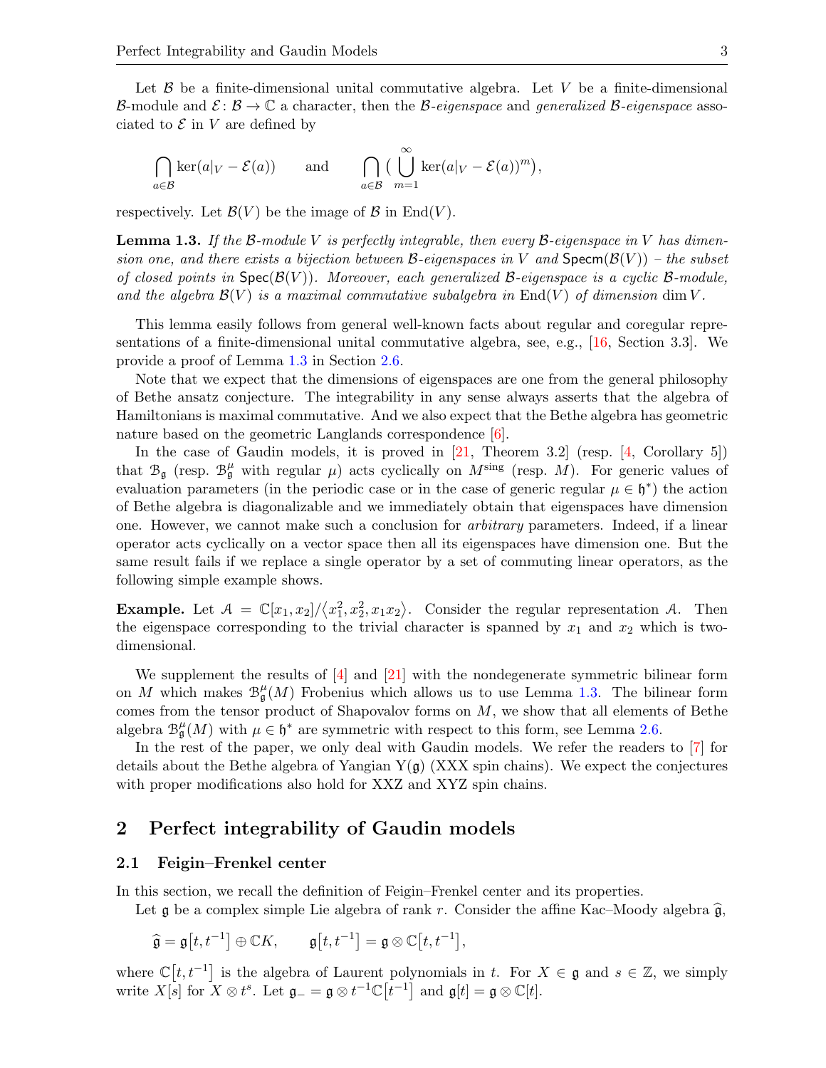Let $\mathcal{B}$ be a finite-dimensional unital commutative algebra. Let $V$ be a finite-dimensional $\mathcal{B}$-module and $\mathcal{E}\colon \mathcal{B} \to \mathbb{C}$ a character, then the *$\mathcal{B}$-eigenspace* and *generalized $\mathcal{B}$-eigenspace* associated to $\mathcal{E}$ in $V$ are defined by

$$\bigcap_{a\in\mathcal{B}} \ker(a|_V - \mathcal{E}(a)) \qquad \text{and} \qquad \bigcap_{a\in\mathcal{B}} \Big( \bigcup_{m=1}^{\infty} \ker(a|_V - \mathcal{E}(a))^m \Big),$$

respectively. Let $\mathcal{B}(V)$ be the image of $\mathcal{B}$ in $\mathrm{End}(V)$.

**Lemma 1.3.** *If the $\mathcal{B}$-module $V$ is perfectly integrable, then every $\mathcal{B}$-eigenspace in $V$ has dimension one, and there exists a bijection between $\mathcal{B}$-eigenspaces in $V$ and $\mathsf{Specm}(\mathcal{B}(V))$ – the subset of closed points in $\mathsf{Spec}(\mathcal{B}(V))$. Moreover, each generalized $\mathcal{B}$-eigenspace is a cyclic $\mathcal{B}$-module, and the algebra $\mathcal{B}(V)$ is a maximal commutative subalgebra in $\mathrm{End}(V)$ of dimension $\dim V$.*

This lemma easily follows from general well-known facts about regular and coregular representations of a finite-dimensional unital commutative algebra, see, e.g., [16, Section 3.3]. We provide a proof of Lemma 1.3 in Section 2.6.

Note that we expect that the dimensions of eigenspaces are one from the general philosophy of Bethe ansatz conjecture. The integrability in any sense always asserts that the algebra of Hamiltonians is maximal commutative. And we also expect that the Bethe algebra has geometric nature based on the geometric Langlands correspondence [6].

In the case of Gaudin models, it is proved in [21, Theorem 3.2] (resp. [4, Corollary 5]) that $\mathcal{B}_{\mathfrak{g}}$ (resp. $\mathcal{B}_{\mathfrak{g}}^{\mu}$ with regular $\mu$) acts cyclically on $M^{\rm sing}$ (resp. $M$). For generic values of evaluation parameters (in the periodic case or in the case of generic regular $\mu \in \mathfrak{h}^*$) the action of Bethe algebra is diagonalizable and we immediately obtain that eigenspaces have dimension one. However, we cannot make such a conclusion for *arbitrary* parameters. Indeed, if a linear operator acts cyclically on a vector space then all its eigenspaces have dimension one. But the same result fails if we replace a single operator by a set of commuting linear operators, as the following simple example shows.

**Example.** Let $\mathcal{A} = \mathbb{C}[x_1, x_2]/\langle x_1^2, x_2^2, x_1x_2\rangle$. Consider the regular representation $\mathcal{A}$. Then the eigenspace corresponding to the trivial character is spanned by $x_1$ and $x_2$ which is two-dimensional.

We supplement the results of [4] and [21] with the nondegenerate symmetric bilinear form on $M$ which makes $\mathcal{B}_{\mathfrak{g}}^{\mu}(M)$ Frobenius which allows us to use Lemma 1.3. The bilinear form comes from the tensor product of Shapovalov forms on $M$, we show that all elements of Bethe algebra $\mathcal{B}_{\mathfrak{g}}^{\mu}(M)$ with $\mu \in \mathfrak{h}^*$ are symmetric with respect to this form, see Lemma 2.6.

In the rest of the paper, we only deal with Gaudin models. We refer the readers to [7] for details about the Bethe algebra of Yangian $\mathrm{Y}(\mathfrak{g})$ (XXX spin chains). We expect the conjectures with proper modifications also hold for XXZ and XYZ spin chains.

## 2 Perfect integrability of Gaudin models

### 2.1 Feigin–Frenkel center

In this section, we recall the definition of Feigin–Frenkel center and its properties.

Let $\mathfrak{g}$ be a complex simple Lie algebra of rank $r$. Consider the affine Kac–Moody algebra $\widehat{\mathfrak{g}}$,

$$\widehat{\mathfrak{g}} = \mathfrak{g}\big[t, t^{-1}\big] \oplus \mathbb{C}K, \qquad \mathfrak{g}\big[t, t^{-1}\big] = \mathfrak{g} \otimes \mathbb{C}\big[t, t^{-1}\big],$$

where $\mathbb{C}\big[t, t^{-1}\big]$ is the algebra of Laurent polynomials in $t$. For $X \in \mathfrak{g}$ and $s \in \mathbb{Z}$, we simply write $X[s]$ for $X \otimes t^s$. Let $\mathfrak{g}_- = \mathfrak{g} \otimes t^{-1}\mathbb{C}\big[t^{-1}\big]$ and $\mathfrak{g}[t] = \mathfrak{g} \otimes \mathbb{C}[t]$.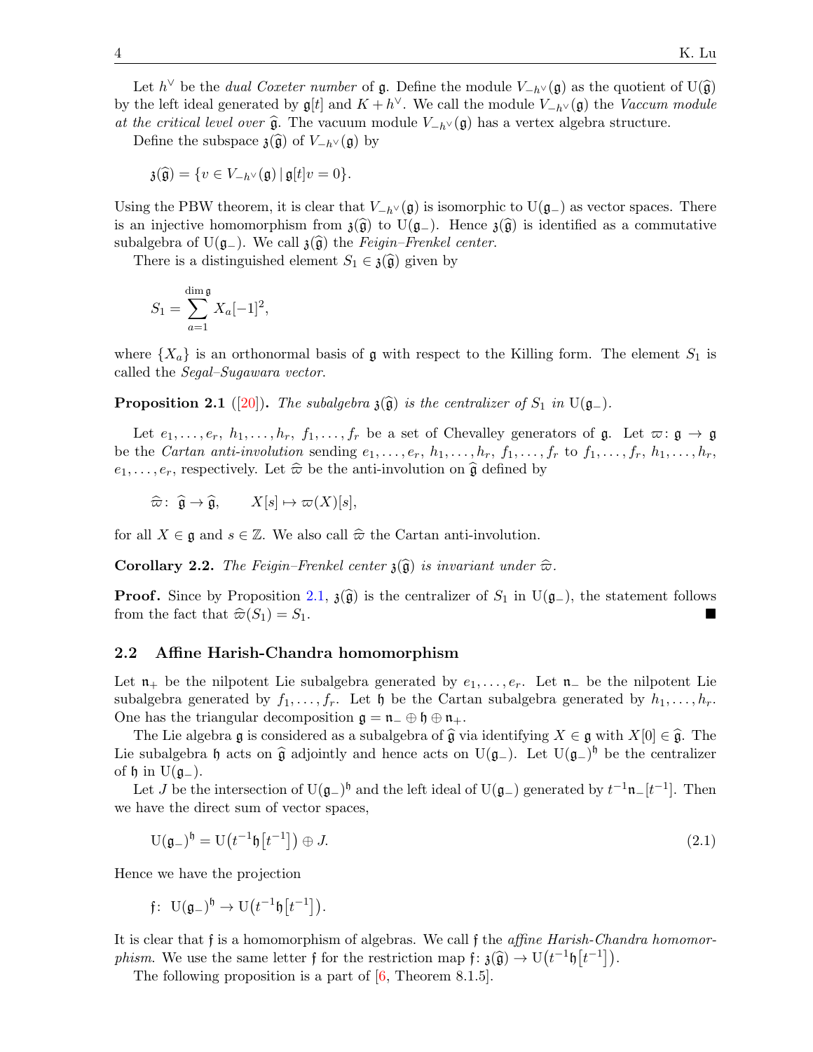Let $h^\vee$ be the *dual Coxeter number* of $\mathfrak{g}$. Define the module $V_{-h^\vee}(\mathfrak{g})$ as the quotient of $\mathrm{U}(\widehat{\mathfrak{g}})$ by the left ideal generated by $\mathfrak{g}[t]$ and $K + h^\vee$. We call the module $V_{-h^\vee}(\mathfrak{g})$ the *Vaccum module at the critical level over* $\widehat{\mathfrak{g}}$. The vacuum module $V_{-h^\vee}(\mathfrak{g})$ has a vertex algebra structure.

Define the subspace $\mathfrak{z}(\widehat{\mathfrak{g}})$ of $V_{-h^\vee}(\mathfrak{g})$ by

$$\mathfrak{z}(\widehat{\mathfrak{g}}) = \{v \in V_{-h^\vee}(\mathfrak{g}) \,|\, \mathfrak{g}[t]v = 0\}.$$

Using the PBW theorem, it is clear that $V_{-h^\vee}(\mathfrak{g})$ is isomorphic to $\mathrm{U}(\mathfrak{g}_-)$ as vector spaces. There is an injective homomorphism from $\mathfrak{z}(\widehat{\mathfrak{g}})$ to $\mathrm{U}(\mathfrak{g}_-)$. Hence $\mathfrak{z}(\widehat{\mathfrak{g}})$ is identified as a commutative subalgebra of $\mathrm{U}(\mathfrak{g}_-)$. We call $\mathfrak{z}(\widehat{\mathfrak{g}})$ the *Feigin–Frenkel center*.

There is a distinguished element $S_1 \in \mathfrak{z}(\widehat{\mathfrak{g}})$ given by

$$S_1 = \sum_{a=1}^{\dim \mathfrak{g}} X_a[-1]^2,$$

where $\{X_a\}$ is an orthonormal basis of $\mathfrak{g}$ with respect to the Killing form. The element $S_1$ is called the *Segal–Sugawara vector*.

**Proposition 2.1** ([20])**.** *The subalgebra $\mathfrak{z}(\widehat{\mathfrak{g}})$ is the centralizer of $S_1$ in $\mathrm{U}(\mathfrak{g}_-)$.*

Let $e_1, \dots, e_r$, $h_1, \dots, h_r$, $f_1, \dots, f_r$ be a set of Chevalley generators of $\mathfrak{g}$. Let $\varpi \colon \mathfrak{g} \to \mathfrak{g}$ be the *Cartan anti-involution* sending $e_1, \dots, e_r$, $h_1, \dots, h_r$, $f_1, \dots, f_r$ to $f_1, \dots, f_r$, $h_1, \dots, h_r$, $e_1, \dots, e_r$, respectively. Let $\widehat{\varpi}$ be the anti-involution on $\widehat{\mathfrak{g}}$ defined by

$$\widehat{\varpi} \colon \ \widehat{\mathfrak{g}} \to \widehat{\mathfrak{g}}, \qquad X[s] \mapsto \varpi(X)[s],$$

for all $X \in \mathfrak{g}$ and $s \in \mathbb{Z}$. We also call $\widehat{\varpi}$ the Cartan anti-involution.

**Corollary 2.2.** *The Feigin–Frenkel center $\mathfrak{z}(\widehat{\mathfrak{g}})$ is invariant under $\widehat{\varpi}$.*

**Proof.** Since by Proposition 2.1, $\mathfrak{z}(\widehat{\mathfrak{g}})$ is the centralizer of $S_1$ in $\mathrm{U}(\mathfrak{g}_-)$, the statement follows from the fact that $\widehat{\varpi}(S_1) = S_1$. ∎

## 2.2 Affine Harish-Chandra homomorphism

Let $\mathfrak{n}_+$ be the nilpotent Lie subalgebra generated by $e_1, \dots, e_r$. Let $\mathfrak{n}_-$ be the nilpotent Lie subalgebra generated by $f_1, \dots, f_r$. Let $\mathfrak{h}$ be the Cartan subalgebra generated by $h_1, \dots, h_r$. One has the triangular decomposition $\mathfrak{g} = \mathfrak{n}_- \oplus \mathfrak{h} \oplus \mathfrak{n}_+$.

The Lie algebra $\mathfrak{g}$ is considered as a subalgebra of $\widehat{\mathfrak{g}}$ via identifying $X \in \mathfrak{g}$ with $X[0] \in \widehat{\mathfrak{g}}$. The Lie subalgebra $\mathfrak{h}$ acts on $\widehat{\mathfrak{g}}$ adjointly and hence acts on $\mathrm{U}(\mathfrak{g}_-)$. Let $\mathrm{U}(\mathfrak{g}_-)^{\mathfrak{h}}$ be the centralizer of $\mathfrak{h}$ in $\mathrm{U}(\mathfrak{g}_-)$.

Let $J$ be the intersection of $\mathrm{U}(\mathfrak{g}_-)^{\mathfrak{h}}$ and the left ideal of $\mathrm{U}(\mathfrak{g}_-)$ generated by $t^{-1}\mathfrak{n}_-[t^{-1}]$. Then we have the direct sum of vector spaces,

$$\mathrm{U}(\mathfrak{g}_-)^{\mathfrak{h}} = \mathrm{U}\big(t^{-1}\mathfrak{h}\big[t^{-1}\big]\big) \oplus J. \tag{2.1}$$

Hence we have the projection

$$\mathfrak{f} \colon \ \mathrm{U}(\mathfrak{g}_-)^{\mathfrak{h}} \to \mathrm{U}\big(t^{-1}\mathfrak{h}\big[t^{-1}\big]\big).$$

It is clear that $\mathfrak{f}$ is a homomorphism of algebras. We call $\mathfrak{f}$ the *affine Harish-Chandra homomorphism*. We use the same letter $\mathfrak{f}$ for the restriction map $\mathfrak{f} \colon \mathfrak{z}(\widehat{\mathfrak{g}}) \to \mathrm{U}\big(t^{-1}\mathfrak{h}\big[t^{-1}\big]\big)$.

The following proposition is a part of [6, Theorem 8.1.5].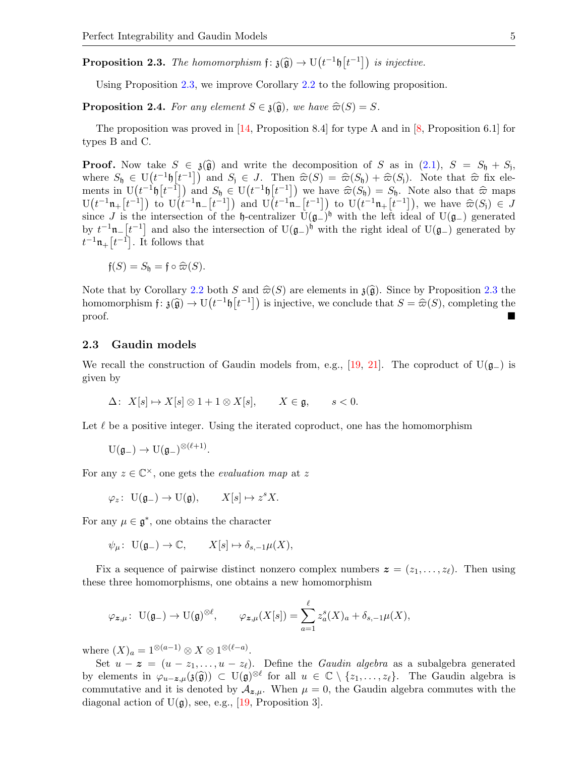**Proposition 2.3.** *The homomorphism $\mathfrak{f}\colon \mathfrak{z}(\widehat{\mathfrak{g}}) \to \mathrm{U}\big(t^{-1}\mathfrak{h}\big[t^{-1}\big]\big)$ is injective.*

Using Proposition 2.3, we improve Corollary 2.2 to the following proposition.

**Proposition 2.4.** *For any element $S \in \mathfrak{z}(\widehat{\mathfrak{g}})$, we have $\widehat{\varpi}(S) = S$.*

The proposition was proved in [14, Proposition 8.4] for type A and in [8, Proposition 6.1] for types B and C.

**Proof.** Now take $S \in \mathfrak{z}(\widehat{\mathfrak{g}})$ and write the decomposition of $S$ as in (2.1), $S = S_{\mathfrak{h}} + S_{\mathfrak{j}}$, where $S_{\mathfrak{h}} \in \mathrm{U}\big(t^{-1}\mathfrak{h}\big[t^{-1}\big]\big)$ and $S_{\mathfrak{j}} \in J$. Then $\widehat{\varpi}(S) = \widehat{\varpi}(S_{\mathfrak{h}}) + \widehat{\varpi}(S_{\mathfrak{j}})$. Note that $\widehat{\varpi}$ fix elements in $\mathrm{U}\big(t^{-1}\mathfrak{h}\big[t^{-1}\big]\big)$ and $S_{\mathfrak{h}} \in \mathrm{U}\big(t^{-1}\mathfrak{h}\big[t^{-1}\big]\big)$ we have $\widehat{\varpi}(S_{\mathfrak{h}}) = S_{\mathfrak{h}}$. Note also that $\widehat{\varpi}$ maps $\mathrm{U}\big(t^{-1}\mathfrak{n}_+\big[t^{-1}\big]\big)$ to $\mathrm{U}\big(t^{-1}\mathfrak{n}_-\big[t^{-1}\big]\big)$ and $\mathrm{U}\big(t^{-1}\mathfrak{n}_-\big[t^{-1}\big]\big)$ to $\mathrm{U}\big(t^{-1}\mathfrak{n}_+\big[t^{-1}\big]\big)$, we have $\widehat{\varpi}(S_{\mathfrak{j}}) \in J$ since $J$ is the intersection of the $\mathfrak{h}$-centralizer $\mathrm{U}(\mathfrak{g}_-)^{\mathfrak{h}}$ with the left ideal of $\mathrm{U}(\mathfrak{g}_-)$ generated by $t^{-1}\mathfrak{n}_-\big[t^{-1}\big]$ and also the intersection of $\mathrm{U}(\mathfrak{g}_-)^{\mathfrak{h}}$ with the right ideal of $\mathrm{U}(\mathfrak{g}_-)$ generated by $t^{-1}\mathfrak{n}_+\big[t^{-1}\big]$. It follows that

$$\mathfrak{f}(S) = S_{\mathfrak{h}} = \mathfrak{f} \circ \widehat{\varpi}(S).$$

Note that by Corollary 2.2 both $S$ and $\widehat{\varpi}(S)$ are elements in $\mathfrak{z}(\widehat{\mathfrak{g}})$. Since by Proposition 2.3 the homomorphism $\mathfrak{f}\colon \mathfrak{z}(\widehat{\mathfrak{g}}) \to \mathrm{U}\big(t^{-1}\mathfrak{h}\big[t^{-1}\big]\big)$ is injective, we conclude that $S = \widehat{\varpi}(S)$, completing the proof. ∎

### 2.3 Gaudin models

We recall the construction of Gaudin models from, e.g., [19, 21]. The coproduct of $\mathrm{U}(\mathfrak{g}_-)$ is given by

$$\Delta\colon\ X[s] \mapsto X[s] \otimes 1 + 1 \otimes X[s], \qquad X \in \mathfrak{g}, \qquad s < 0.$$

Let $\ell$ be a positive integer. Using the iterated coproduct, one has the homomorphism

$$\mathrm{U}(\mathfrak{g}_-) \to \mathrm{U}(\mathfrak{g}_-)^{\otimes(\ell+1)}.$$

For any $z \in \mathbb{C}^\times$, one gets the *evaluation map* at $z$

$$\varphi_z\colon\ \mathrm{U}(\mathfrak{g}_-) \to \mathrm{U}(\mathfrak{g}), \qquad X[s] \mapsto z^s X.$$

For any $\mu \in \mathfrak{g}^*$, one obtains the character

$$\psi_\mu\colon\ \mathrm{U}(\mathfrak{g}_-) \to \mathbb{C}, \qquad X[s] \mapsto \delta_{s,-1}\mu(X),$$

Fix a sequence of pairwise distinct nonzero complex numbers $\boldsymbol{z} = (z_1, \dots, z_\ell)$. Then using these three homomorphisms, one obtains a new homomorphism

$$\varphi_{\boldsymbol{z},\mu}\colon\ \mathrm{U}(\mathfrak{g}_-) \to \mathrm{U}(\mathfrak{g})^{\otimes \ell}, \qquad \varphi_{\boldsymbol{z},\mu}(X[s]) = \sum_{a=1}^{\ell} z_a^s (X)_a + \delta_{s,-1}\mu(X),$$

where $(X)_a = 1^{\otimes(a-1)} \otimes X \otimes 1^{\otimes(\ell-a)}$.

Set $u - \boldsymbol{z} = (u - z_1, \dots, u - z_\ell)$. Define the *Gaudin algebra* as a subalgebra generated by elements in $\varphi_{u-\boldsymbol{z},\mu}(\mathfrak{z}(\widehat{\mathfrak{g}})) \subset \mathrm{U}(\mathfrak{g})^{\otimes \ell}$ for all $u \in \mathbb{C} \setminus \{z_1, \dots, z_\ell\}$. The Gaudin algebra is commutative and it is denoted by $\mathcal{A}_{\boldsymbol{z},\mu}$. When $\mu = 0$, the Gaudin algebra commutes with the diagonal action of $\mathrm{U}(\mathfrak{g})$, see, e.g., [19, Proposition 3].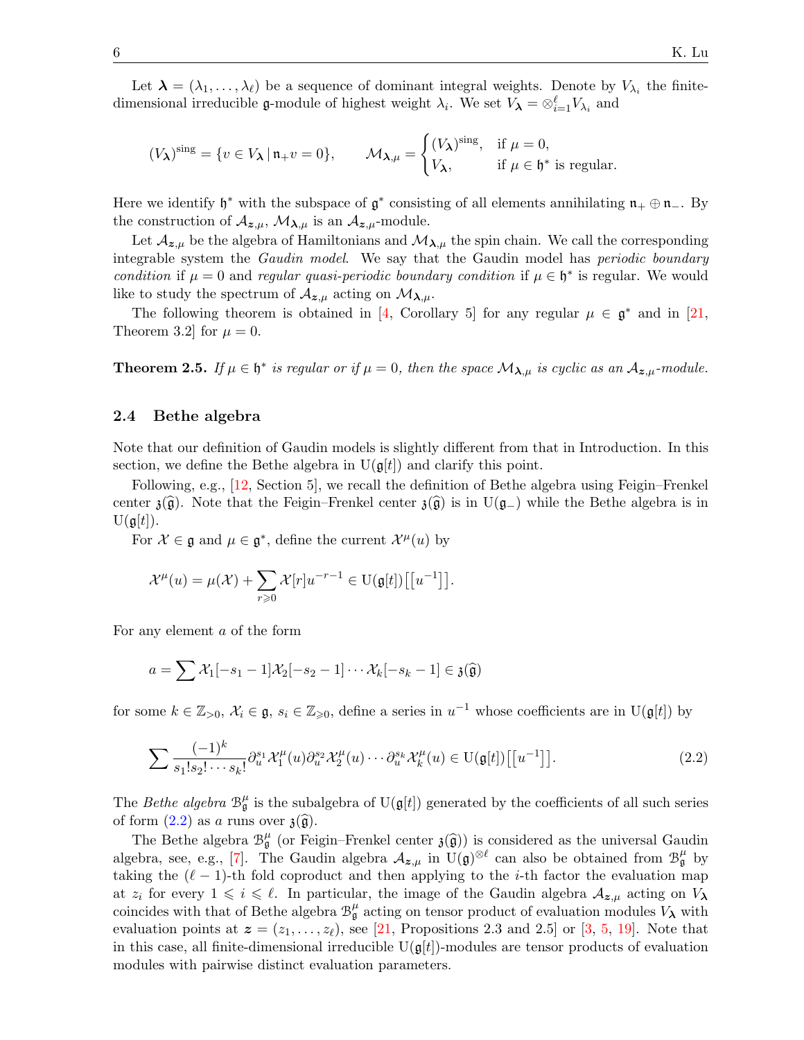Let $\boldsymbol{\lambda} = (\lambda_1, \dots, \lambda_\ell)$ be a sequence of dominant integral weights. Denote by $V_{\lambda_i}$ the finite-dimensional irreducible $\mathfrak{g}$-module of highest weight $\lambda_i$. We set $V_{\boldsymbol{\lambda}} = \otimes_{i=1}^{\ell} V_{\lambda_i}$ and

$$(V_{\boldsymbol{\lambda}})^{\mathrm{sing}} = \{v \in V_{\boldsymbol{\lambda}} \mid \mathfrak{n}_+ v = 0\}, \qquad \mathcal{M}_{\boldsymbol{\lambda},\mu} = \begin{cases} (V_{\boldsymbol{\lambda}})^{\mathrm{sing}}, & \text{if } \mu = 0, \\ V_{\boldsymbol{\lambda}}, & \text{if } \mu \in \mathfrak{h}^* \text{ is regular.} \end{cases}$$

Here we identify $\mathfrak{h}^*$ with the subspace of $\mathfrak{g}^*$ consisting of all elements annihilating $\mathfrak{n}_+ \oplus \mathfrak{n}_-$. By the construction of $\mathcal{A}_{\boldsymbol{z},\mu}$, $\mathcal{M}_{\boldsymbol{\lambda},\mu}$ is an $\mathcal{A}_{\boldsymbol{z},\mu}$-module.

Let $\mathcal{A}_{\boldsymbol{z},\mu}$ be the algebra of Hamiltonians and $\mathcal{M}_{\boldsymbol{\lambda},\mu}$ the spin chain. We call the corresponding integrable system the *Gaudin model*. We say that the Gaudin model has *periodic boundary condition* if $\mu = 0$ and *regular quasi-periodic boundary condition* if $\mu \in \mathfrak{h}^*$ is regular. We would like to study the spectrum of $\mathcal{A}_{\boldsymbol{z},\mu}$ acting on $\mathcal{M}_{\boldsymbol{\lambda},\mu}$.

The following theorem is obtained in [4, Corollary 5] for any regular $\mu \in \mathfrak{g}^*$ and in [21, Theorem 3.2] for $\mu = 0$.

**Theorem 2.5.** *If $\mu \in \mathfrak{h}^*$ is regular or if $\mu = 0$, then the space $\mathcal{M}_{\boldsymbol{\lambda},\mu}$ is cyclic as an $\mathcal{A}_{\boldsymbol{z},\mu}$-module.*

### 2.4 Bethe algebra

Note that our definition of Gaudin models is slightly different from that in Introduction. In this section, we define the Bethe algebra in $\mathrm{U}(\mathfrak{g}[t])$ and clarify this point.

Following, e.g., [12, Section 5], we recall the definition of Bethe algebra using Feigin–Frenkel center $\mathfrak{z}(\widehat{\mathfrak{g}})$. Note that the Feigin–Frenkel center $\mathfrak{z}(\widehat{\mathfrak{g}})$ is in $\mathrm{U}(\mathfrak{g}_-)$ while the Bethe algebra is in $\mathrm{U}(\mathfrak{g}[t])$.

For $\mathcal{X} \in \mathfrak{g}$ and $\mu \in \mathfrak{g}^*$, define the current $\mathcal{X}^\mu(u)$ by

$$\mathcal{X}^\mu(u) = \mu(\mathcal{X}) + \sum_{r \geqslant 0} \mathcal{X}[r] u^{-r-1} \in \mathrm{U}(\mathfrak{g}[t])\big[\big[u^{-1}\big]\big].$$

For any element $a$ of the form

$$a = \sum \mathcal{X}_1[-s_1 - 1] \mathcal{X}_2[-s_2 - 1] \cdots \mathcal{X}_k[-s_k - 1] \in \mathfrak{z}(\widehat{\mathfrak{g}})$$

for some $k \in \mathbb{Z}_{>0}$, $\mathcal{X}_i \in \mathfrak{g}$, $s_i \in \mathbb{Z}_{\geqslant 0}$, define a series in $u^{-1}$ whose coefficients are in $\mathrm{U}(\mathfrak{g}[t])$ by

$$\sum \frac{(-1)^k}{s_1! s_2! \cdots s_k!} \partial_u^{s_1} \mathcal{X}_1^\mu(u) \partial_u^{s_2} \mathcal{X}_2^\mu(u) \cdots \partial_u^{s_k} \mathcal{X}_k^\mu(u) \in \mathrm{U}(\mathfrak{g}[t])\big[\big[u^{-1}\big]\big]. \tag{2.2}$$

The *Bethe algebra* $\mathcal{B}_{\mathfrak{g}}^\mu$ is the subalgebra of $\mathrm{U}(\mathfrak{g}[t])$ generated by the coefficients of all such series of form (2.2) as $a$ runs over $\mathfrak{z}(\widehat{\mathfrak{g}})$.

The Bethe algebra $\mathcal{B}_{\mathfrak{g}}^\mu$ (or Feigin–Frenkel center $\mathfrak{z}(\widehat{\mathfrak{g}})$) is considered as the universal Gaudin algebra, see, e.g., [7]. The Gaudin algebra $\mathcal{A}_{\boldsymbol{z},\mu}$ in $\mathrm{U}(\mathfrak{g})^{\otimes \ell}$ can also be obtained from $\mathcal{B}_{\mathfrak{g}}^\mu$ by taking the $(\ell - 1)$-th fold coproduct and then applying to the $i$-th factor the evaluation map at $z_i$ for every $1 \leqslant i \leqslant \ell$. In particular, the image of the Gaudin algebra $\mathcal{A}_{\boldsymbol{z},\mu}$ acting on $V_{\boldsymbol{\lambda}}$ coincides with that of Bethe algebra $\mathcal{B}_{\mathfrak{g}}^\mu$ acting on tensor product of evaluation modules $V_{\boldsymbol{\lambda}}$ with evaluation points at $\boldsymbol{z} = (z_1, \dots, z_\ell)$, see [21, Propositions 2.3 and 2.5] or [3, 5, 19]. Note that in this case, all finite-dimensional irreducible $\mathrm{U}(\mathfrak{g}[t])$-modules are tensor products of evaluation modules with pairwise distinct evaluation parameters.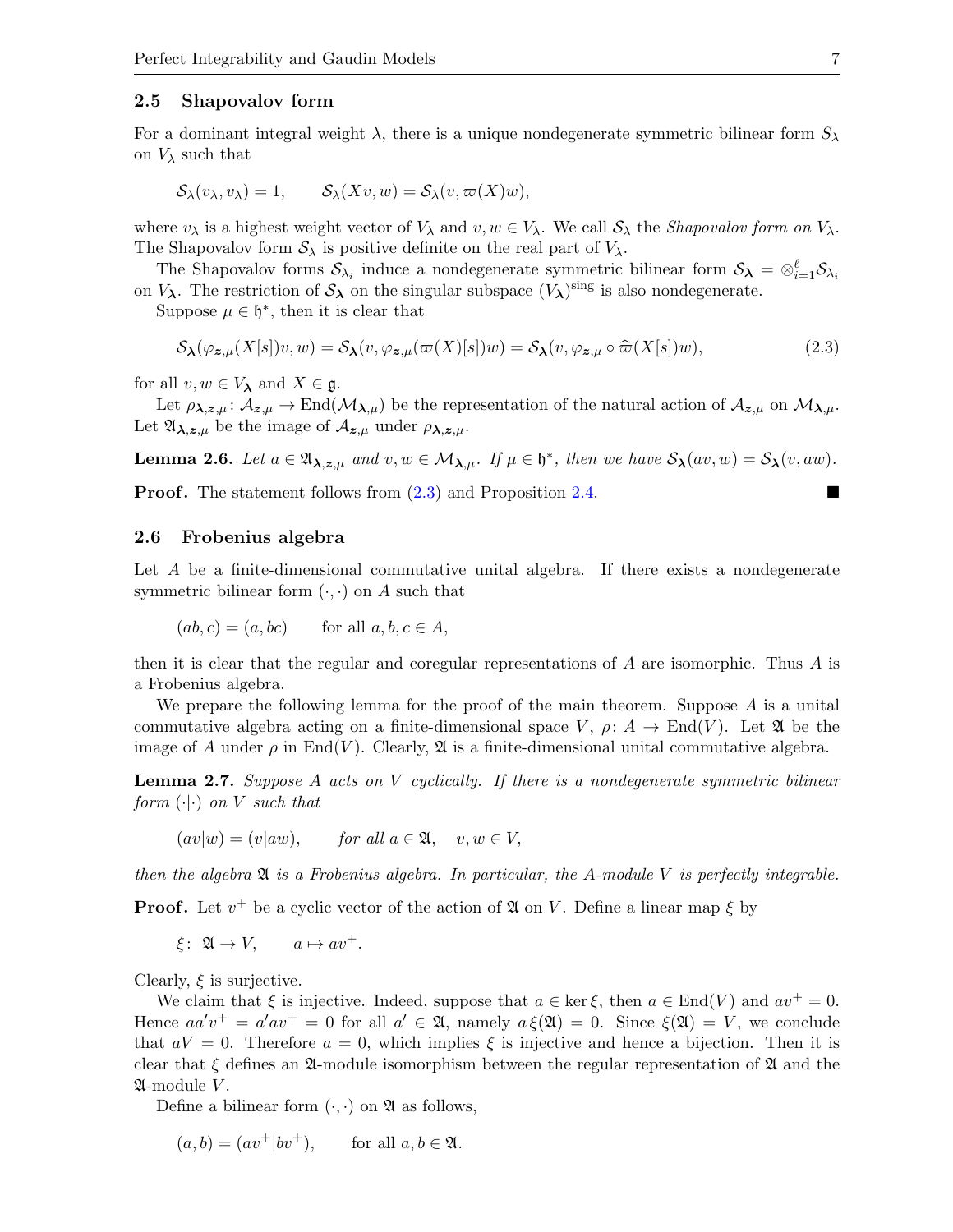### 2.5 Shapovalov form

For a dominant integral weight $\lambda$, there is a unique nondegenerate symmetric bilinear form $S_\lambda$ on $V_\lambda$ such that

$$\mathcal{S}_\lambda(v_\lambda, v_\lambda) = 1, \qquad \mathcal{S}_\lambda(Xv, w) = \mathcal{S}_\lambda(v, \varpi(X)w),$$

where $v_\lambda$ is a highest weight vector of $V_\lambda$ and $v, w \in V_\lambda$. We call $\mathcal{S}_\lambda$ the *Shapovalov form on* $V_\lambda$. The Shapovalov form $\mathcal{S}_\lambda$ is positive definite on the real part of $V_\lambda$.

The Shapovalov forms $\mathcal{S}_{\lambda_i}$ induce a nondegenerate symmetric bilinear form $\mathcal{S}_{\boldsymbol{\lambda}} = \otimes_{i=1}^{\ell} \mathcal{S}_{\lambda_i}$ on $V_{\boldsymbol{\lambda}}$. The restriction of $\mathcal{S}_{\boldsymbol{\lambda}}$ on the singular subspace $(V_{\boldsymbol{\lambda}})^{\mathrm{sing}}$ is also nondegenerate.

Suppose $\mu \in \mathfrak{h}^*$, then it is clear that

$$\mathcal{S}_{\boldsymbol{\lambda}}(\varphi_{\boldsymbol{z},\mu}(X[s])v, w) = \mathcal{S}_{\boldsymbol{\lambda}}(v, \varphi_{\boldsymbol{z},\mu}(\varpi(X)[s])w) = \mathcal{S}_{\boldsymbol{\lambda}}(v, \varphi_{\boldsymbol{z},\mu} \circ \widehat{\varpi}(X[s])w), \tag{2.3}$$

for all $v, w \in V_{\boldsymbol{\lambda}}$ and $X \in \mathfrak{g}$.

Let $\rho_{\boldsymbol{\lambda},\boldsymbol{z},\mu} \colon \mathcal{A}_{\boldsymbol{z},\mu} \to \mathrm{End}(\mathcal{M}_{\boldsymbol{\lambda},\mu})$ be the representation of the natural action of $\mathcal{A}_{\boldsymbol{z},\mu}$ on $\mathcal{M}_{\boldsymbol{\lambda},\mu}$. Let $\mathfrak{A}_{\boldsymbol{\lambda},\boldsymbol{z},\mu}$ be the image of $\mathcal{A}_{\boldsymbol{z},\mu}$ under $\rho_{\boldsymbol{\lambda},\boldsymbol{z},\mu}$.

**Lemma 2.6.** *Let $a \in \mathfrak{A}_{\boldsymbol{\lambda},\boldsymbol{z},\mu}$ and $v, w \in \mathcal{M}_{\boldsymbol{\lambda},\mu}$. If $\mu \in \mathfrak{h}^*$, then we have $\mathcal{S}_{\boldsymbol{\lambda}}(av, w) = \mathcal{S}_{\boldsymbol{\lambda}}(v, aw)$.*

**Proof.** The statement follows from (2.3) and Proposition 2.4. ∎

### 2.6 Frobenius algebra

Let $A$ be a finite-dimensional commutative unital algebra. If there exists a nondegenerate symmetric bilinear form $(\cdot,\cdot)$ on $A$ such that

$$(ab, c) = (a, bc) \qquad \text{for all } a, b, c \in A,$$

then it is clear that the regular and coregular representations of $A$ are isomorphic. Thus $A$ is a Frobenius algebra.

We prepare the following lemma for the proof of the main theorem. Suppose $A$ is a unital commutative algebra acting on a finite-dimensional space $V$, $\rho \colon A \to \mathrm{End}(V)$. Let $\mathfrak{A}$ be the image of $A$ under $\rho$ in $\mathrm{End}(V)$. Clearly, $\mathfrak{A}$ is a finite-dimensional unital commutative algebra.

**Lemma 2.7.** *Suppose $A$ acts on $V$ cyclically. If there is a nondegenerate symmetric bilinear form $(\cdot|\cdot)$ on $V$ such that*

$$(av|w) = (v|aw), \qquad \text{for all } a \in \mathfrak{A}, \quad v, w \in V,$$

*then the algebra $\mathfrak{A}$ is a Frobenius algebra. In particular, the $A$-module $V$ is perfectly integrable.*

**Proof.** Let $v^+$ be a cyclic vector of the action of $\mathfrak{A}$ on $V$. Define a linear map $\xi$ by

$$\xi \colon \mathfrak{A} \to V, \qquad a \mapsto av^+.$$

Clearly, $\xi$ is surjective.

We claim that $\xi$ is injective. Indeed, suppose that $a \in \ker \xi$, then $a \in \mathrm{End}(V)$ and $av^+ = 0$. Hence $aa'v^+ = a'av^+ = 0$ for all $a' \in \mathfrak{A}$, namely $a\,\xi(\mathfrak{A}) = 0$. Since $\xi(\mathfrak{A}) = V$, we conclude that $aV = 0$. Therefore $a = 0$, which implies $\xi$ is injective and hence a bijection. Then it is clear that $\xi$ defines an $\mathfrak{A}$-module isomorphism between the regular representation of $\mathfrak{A}$ and the $\mathfrak{A}$-module $V$.

Define a bilinear form $(\cdot,\cdot)$ on $\mathfrak{A}$ as follows,

$$(a, b) = (av^+|bv^+), \qquad \text{for all } a, b \in \mathfrak{A}.$$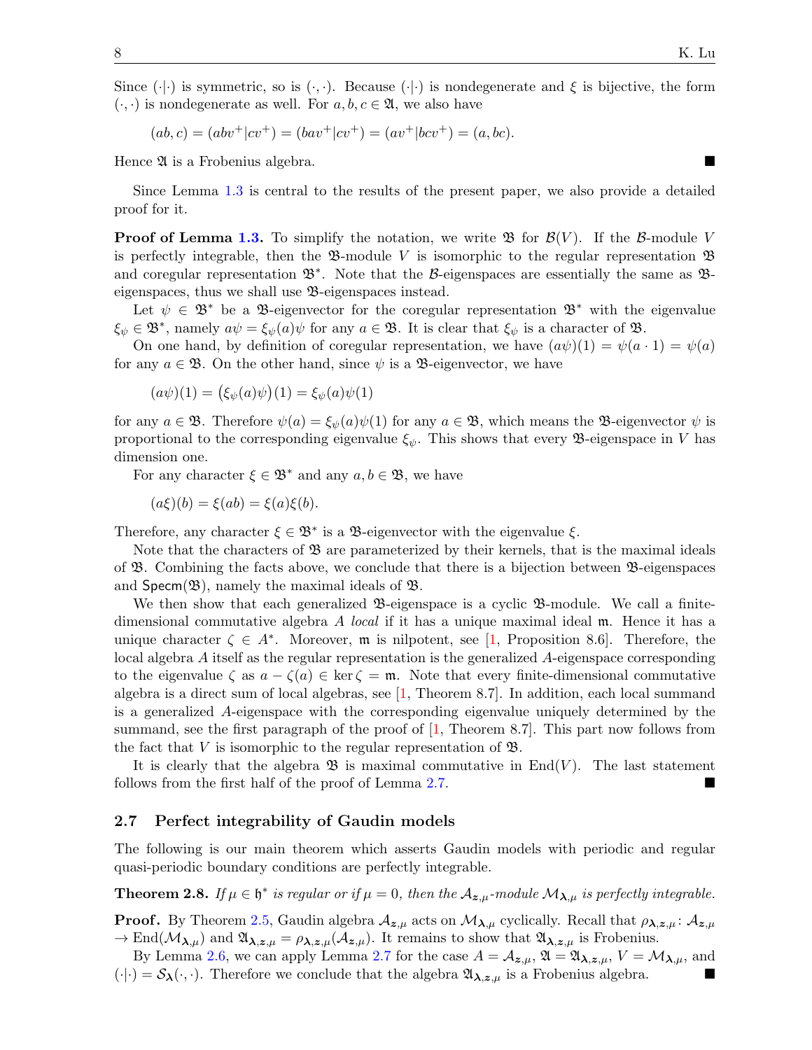Since $(\cdot|\cdot)$ is symmetric, so is $(\cdot,\cdot)$. Because $(\cdot|\cdot)$ is nondegenerate and $\xi$ is bijective, the form $(\cdot,\cdot)$ is nondegenerate as well. For $a,b,c \in \mathfrak{A}$, we also have

$$(ab,c) = (abv^+|cv^+) = (bav^+|cv^+) = (av^+|bcv^+) = (a,bc).$$

Hence $\mathfrak{A}$ is a Frobenius algebra. ■

Since Lemma 1.3 is central to the results of the present paper, we also provide a detailed proof for it.

**Proof of Lemma 1.3.** To simplify the notation, we write $\mathfrak{B}$ for $\mathcal{B}(V)$. If the $\mathcal{B}$-module $V$ is perfectly integrable, then the $\mathfrak{B}$-module $V$ is isomorphic to the regular representation $\mathfrak{B}$ and coregular representation $\mathfrak{B}^*$. Note that the $\mathcal{B}$-eigenspaces are essentially the same as $\mathfrak{B}$-eigenspaces, thus we shall use $\mathfrak{B}$-eigenspaces instead.

Let $\psi \in \mathfrak{B}^*$ be a $\mathfrak{B}$-eigenvector for the coregular representation $\mathfrak{B}^*$ with the eigenvalue $\xi_\psi \in \mathfrak{B}^*$, namely $a\psi = \xi_\psi(a)\psi$ for any $a \in \mathfrak{B}$. It is clear that $\xi_\psi$ is a character of $\mathfrak{B}$.

On one hand, by definition of coregular representation, we have $(a\psi)(1) = \psi(a\cdot 1) = \psi(a)$ for any $a \in \mathfrak{B}$. On the other hand, since $\psi$ is a $\mathfrak{B}$-eigenvector, we have

$$(a\psi)(1) = \big(\xi_\psi(a)\psi\big)(1) = \xi_\psi(a)\psi(1)$$

for any $a \in \mathfrak{B}$. Therefore $\psi(a) = \xi_\psi(a)\psi(1)$ for any $a \in \mathfrak{B}$, which means the $\mathfrak{B}$-eigenvector $\psi$ is proportional to the corresponding eigenvalue $\xi_\psi$. This shows that every $\mathfrak{B}$-eigenspace in $V$ has dimension one.

For any character $\xi \in \mathfrak{B}^*$ and any $a,b \in \mathfrak{B}$, we have

$$(a\xi)(b) = \xi(ab) = \xi(a)\xi(b).$$

Therefore, any character $\xi \in \mathfrak{B}^*$ is a $\mathfrak{B}$-eigenvector with the eigenvalue $\xi$.

Note that the characters of $\mathfrak{B}$ are parameterized by their kernels, that is the maximal ideals of $\mathfrak{B}$. Combining the facts above, we conclude that there is a bijection between $\mathfrak{B}$-eigenspaces and $\mathsf{Specm}(\mathfrak{B})$, namely the maximal ideals of $\mathfrak{B}$.

We then show that each generalized $\mathfrak{B}$-eigenspace is a cyclic $\mathfrak{B}$-module. We call a finite-dimensional commutative algebra $A$ *local* if it has a unique maximal ideal $\mathfrak{m}$. Hence it has a unique character $\zeta \in A^*$. Moreover, $\mathfrak{m}$ is nilpotent, see [1, Proposition 8.6]. Therefore, the local algebra $A$ itself as the regular representation is the generalized $A$-eigenspace corresponding to the eigenvalue $\zeta$ as $a - \zeta(a) \in \ker\zeta = \mathfrak{m}$. Note that every finite-dimensional commutative algebra is a direct sum of local algebras, see [1, Theorem 8.7]. In addition, each local summand is a generalized $A$-eigenspace with the corresponding eigenvalue uniquely determined by the summand, see the first paragraph of the proof of [1, Theorem 8.7]. This part now follows from the fact that $V$ is isomorphic to the regular representation of $\mathfrak{B}$.

It is clearly that the algebra $\mathfrak{B}$ is maximal commutative in $\mathrm{End}(V)$. The last statement follows from the first half of the proof of Lemma 2.7. ■

### 2.7 Perfect integrability of Gaudin models

The following is our main theorem which asserts Gaudin models with periodic and regular quasi-periodic boundary conditions are perfectly integrable.

**Theorem 2.8.** *If $\mu \in \mathfrak{h}^*$ is regular or if $\mu = 0$, then the $\mathcal{A}_{\boldsymbol{z},\mu}$-module $\mathcal{M}_{\boldsymbol{\lambda},\mu}$ is perfectly integrable.*

**Proof.** By Theorem 2.5, Gaudin algebra $\mathcal{A}_{\boldsymbol{z},\mu}$ acts on $\mathcal{M}_{\boldsymbol{\lambda},\mu}$ cyclically. Recall that $\rho_{\boldsymbol{\lambda},\boldsymbol{z},\mu}\colon \mathcal{A}_{\boldsymbol{z},\mu} \to \mathrm{End}(\mathcal{M}_{\boldsymbol{\lambda},\mu})$ and $\mathfrak{A}_{\boldsymbol{\lambda},\boldsymbol{z},\mu} = \rho_{\boldsymbol{\lambda},\boldsymbol{z},\mu}(\mathcal{A}_{\boldsymbol{z},\mu})$. It remains to show that $\mathfrak{A}_{\boldsymbol{\lambda},\boldsymbol{z},\mu}$ is Frobenius.

By Lemma 2.6, we can apply Lemma 2.7 for the case $A = \mathcal{A}_{\boldsymbol{z},\mu}$, $\mathfrak{A} = \mathfrak{A}_{\boldsymbol{\lambda},\boldsymbol{z},\mu}$, $V = \mathcal{M}_{\boldsymbol{\lambda},\mu}$, and $(\cdot|\cdot) = \mathcal{S}_{\boldsymbol{\lambda}}(\cdot,\cdot)$. Therefore we conclude that the algebra $\mathfrak{A}_{\boldsymbol{\lambda},\boldsymbol{z},\mu}$ is a Frobenius algebra. ■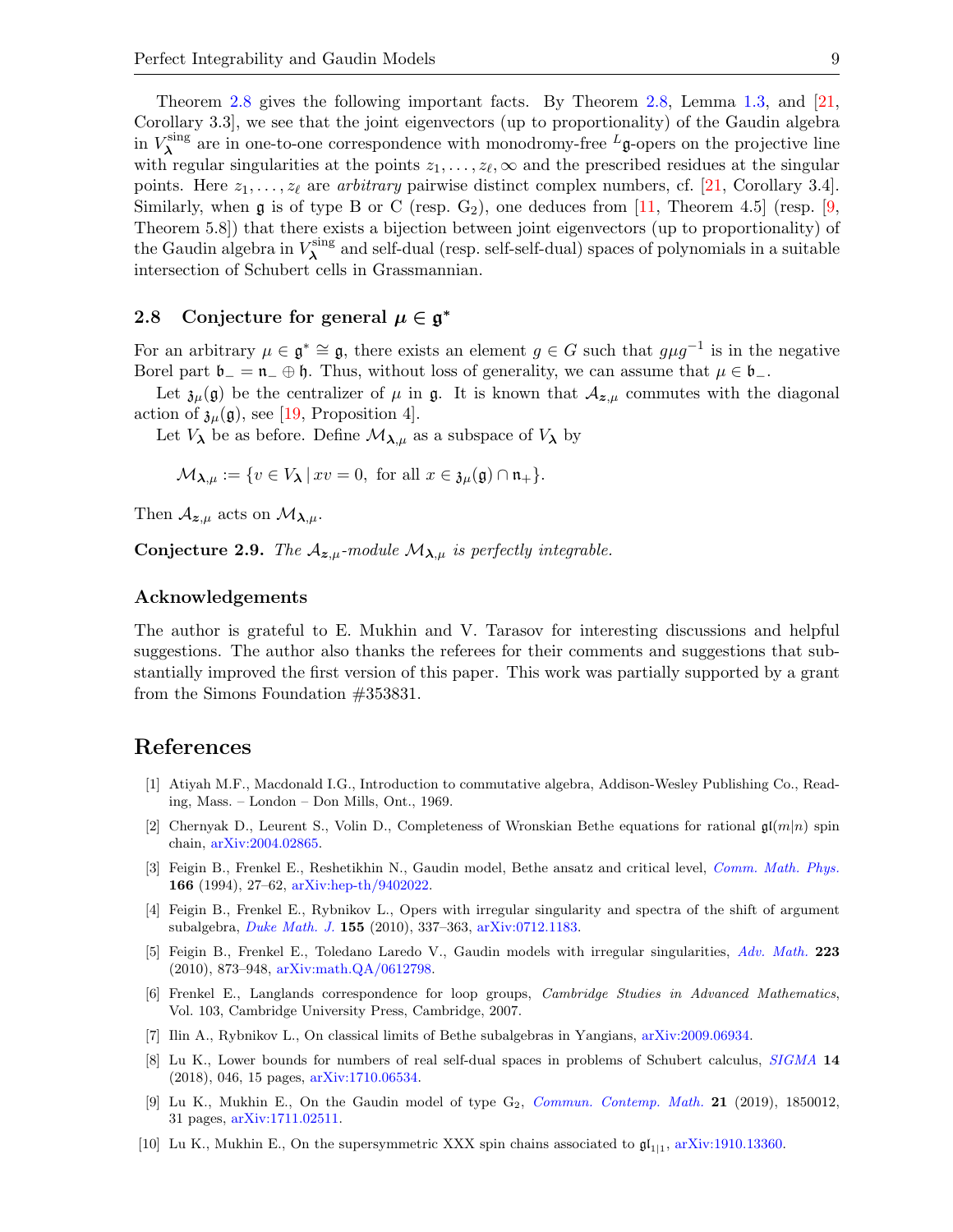Theorem 2.8 gives the following important facts. By Theorem 2.8, Lemma 1.3, and [21, Corollary 3.3], we see that the joint eigenvectors (up to proportionality) of the Gaudin algebra in $V_{\boldsymbol{\lambda}}^{\rm sing}$ are in one-to-one correspondence with monodromy-free ${}^L\mathfrak{g}$-opers on the projective line with regular singularities at the points $z_1, \dots, z_\ell, \infty$ and the prescribed residues at the singular points. Here $z_1, \dots, z_\ell$ are *arbitrary* pairwise distinct complex numbers, cf. [21, Corollary 3.4]. Similarly, when $\mathfrak{g}$ is of type B or C (resp. $G_2$), one deduces from [11, Theorem 4.5] (resp. [9, Theorem 5.8]) that there exists a bijection between joint eigenvectors (up to proportionality) of the Gaudin algebra in $V_{\boldsymbol{\lambda}}^{\rm sing}$ and self-dual (resp. self-self-dual) spaces of polynomials in a suitable intersection of Schubert cells in Grassmannian.

### 2.8 Conjecture for general $\mu \in \mathfrak{g}^*$

For an arbitrary $\mu \in \mathfrak{g}^* \cong \mathfrak{g}$, there exists an element $g \in G$ such that $g\mu g^{-1}$ is in the negative Borel part $\mathfrak{b}_- = \mathfrak{n}_- \oplus \mathfrak{h}$. Thus, without loss of generality, we can assume that $\mu \in \mathfrak{b}_-$.

Let $\mathfrak{z}_\mu(\mathfrak{g})$ be the centralizer of $\mu$ in $\mathfrak{g}$. It is known that $\mathcal{A}_{\boldsymbol{z},\mu}$ commutes with the diagonal action of $\mathfrak{z}_\mu(\mathfrak{g})$, see [19, Proposition 4].

Let $V_{\boldsymbol{\lambda}}$ be as before. Define $\mathcal{M}_{\boldsymbol{\lambda},\mu}$ as a subspace of $V_{\boldsymbol{\lambda}}$ by

$$\mathcal{M}_{\boldsymbol{\lambda},\mu} := \{v \in V_{\boldsymbol{\lambda}} \,|\, xv = 0, \ \text{for all } x \in \mathfrak{z}_\mu(\mathfrak{g}) \cap \mathfrak{n}_+\}.$$

Then $\mathcal{A}_{\boldsymbol{z},\mu}$ acts on $\mathcal{M}_{\boldsymbol{\lambda},\mu}$.

**Conjecture 2.9.** *The $\mathcal{A}_{\boldsymbol{z},\mu}$-module $\mathcal{M}_{\boldsymbol{\lambda},\mu}$ is perfectly integrable.*

### Acknowledgements

The author is grateful to E. Mukhin and V. Tarasov for interesting discussions and helpful suggestions. The author also thanks the referees for their comments and suggestions that substantially improved the first version of this paper. This work was partially supported by a grant from the Simons Foundation #353831.

## References

[1] Atiyah M.F., Macdonald I.G., Introduction to commutative algebra, Addison-Wesley Publishing Co., Reading, Mass. – London – Don Mills, Ont., 1969.

[2] Chernyak D., Leurent S., Volin D., Completeness of Wronskian Bethe equations for rational $\mathfrak{gl}(m|n)$ spin chain, arXiv:2004.02865.

[3] Feigin B., Frenkel E., Reshetikhin N., Gaudin model, Bethe ansatz and critical level, *Comm. Math. Phys.* **166** (1994), 27–62, arXiv:hep-th/9402022.

[4] Feigin B., Frenkel E., Rybnikov L., Opers with irregular singularity and spectra of the shift of argument subalgebra, *Duke Math. J.* **155** (2010), 337–363, arXiv:0712.1183.

[5] Feigin B., Frenkel E., Toledano Laredo V., Gaudin models with irregular singularities, *Adv. Math.* **223** (2010), 873–948, arXiv:math.QA/0612798.

[6] Frenkel E., Langlands correspondence for loop groups, *Cambridge Studies in Advanced Mathematics*, Vol. 103, Cambridge University Press, Cambridge, 2007.

[7] Ilin A., Rybnikov L., On classical limits of Bethe subalgebras in Yangians, arXiv:2009.06934.

[8] Lu K., Lower bounds for numbers of real self-dual spaces in problems of Schubert calculus, *SIGMA* **14** (2018), 046, 15 pages, arXiv:1710.06534.

[9] Lu K., Mukhin E., On the Gaudin model of type $G_2$, *Commun. Contemp. Math.* **21** (2019), 1850012, 31 pages, arXiv:1711.02511.

[10] Lu K., Mukhin E., On the supersymmetric XXX spin chains associated to $\mathfrak{gl}_{1|1}$, arXiv:1910.13360.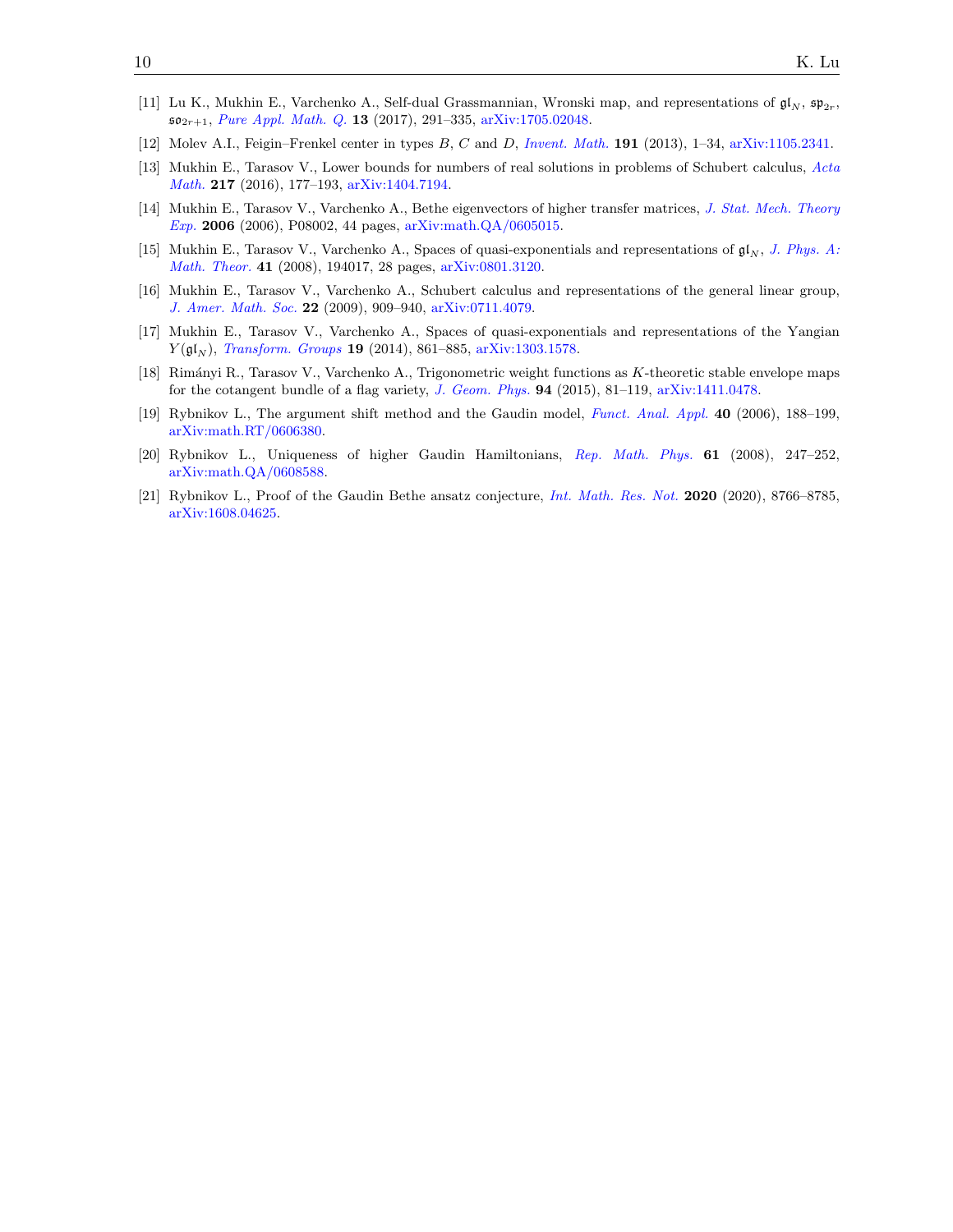[11] Lu K., Mukhin E., Varchenko A., Self-dual Grassmannian, Wronski map, and representations of $\mathfrak{gl}_N$, $\mathfrak{sp}_{2r}$, $\mathfrak{so}_{2r+1}$, *Pure Appl. Math. Q.* **13** (2017), 291–335, arXiv:1705.02048.

[12] Molev A.I., Feigin–Frenkel center in types $B$, $C$ and $D$, *Invent. Math.* **191** (2013), 1–34, arXiv:1105.2341.

[13] Mukhin E., Tarasov V., Lower bounds for numbers of real solutions in problems of Schubert calculus, *Acta Math.* **217** (2016), 177–193, arXiv:1404.7194.

[14] Mukhin E., Tarasov V., Varchenko A., Bethe eigenvectors of higher transfer matrices, *J. Stat. Mech. Theory Exp.* **2006** (2006), P08002, 44 pages, arXiv:math.QA/0605015.

[15] Mukhin E., Tarasov V., Varchenko A., Spaces of quasi-exponentials and representations of $\mathfrak{gl}_N$, *J. Phys. A: Math. Theor.* **41** (2008), 194017, 28 pages, arXiv:0801.3120.

[16] Mukhin E., Tarasov V., Varchenko A., Schubert calculus and representations of the general linear group, *J. Amer. Math. Soc.* **22** (2009), 909–940, arXiv:0711.4079.

[17] Mukhin E., Tarasov V., Varchenko A., Spaces of quasi-exponentials and representations of the Yangian $Y(\mathfrak{gl}_N)$, *Transform. Groups* **19** (2014), 861–885, arXiv:1303.1578.

[18] Rimányi R., Tarasov V., Varchenko A., Trigonometric weight functions as $K$-theoretic stable envelope maps for the cotangent bundle of a flag variety, *J. Geom. Phys.* **94** (2015), 81–119, arXiv:1411.0478.

[19] Rybnikov L., The argument shift method and the Gaudin model, *Funct. Anal. Appl.* **40** (2006), 188–199, arXiv:math.RT/0606380.

[20] Rybnikov L., Uniqueness of higher Gaudin Hamiltonians, *Rep. Math. Phys.* **61** (2008), 247–252, arXiv:math.QA/0608588.

[21] Rybnikov L., Proof of the Gaudin Bethe ansatz conjecture, *Int. Math. Res. Not.* **2020** (2020), 8766–8785, arXiv:1608.04625.